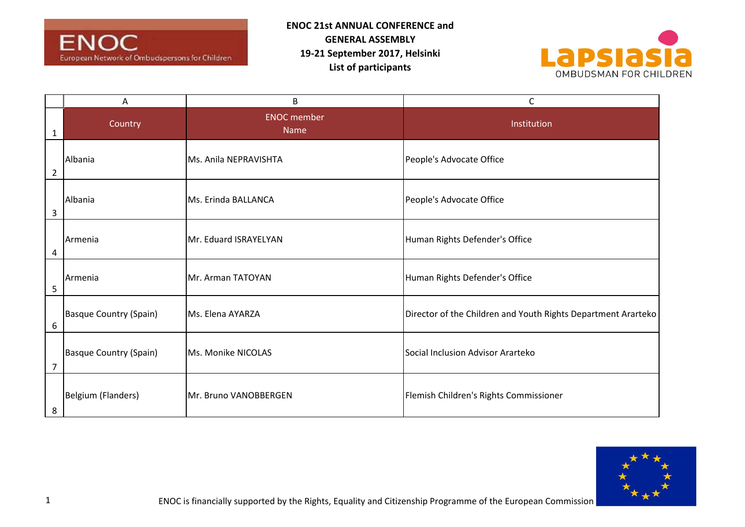**ENOC 21st ANNUAL CONFERENCE and GENERAL ASSEMBLY**
**19-21 September 2017, Helsinki**
**List of participants**

| Country | ENOC member Name | Institution |
|---|---|---|
| Albania | Ms. Anila NEPRAVISHTA | People's Advocate Office |
| Albania | Ms. Erinda BALLANCA | People's Advocate Office |
| Armenia | Mr. Eduard ISRAYELYAN | Human Rights Defender's Office |
| Armenia | Mr. Arman TATOYAN | Human Rights Defender's Office |
| Basque Country (Spain) | Ms. Elena AYARZA | Director of the Children and Youth Rights Department Ararteko |
| Basque Country (Spain) | Ms. Monike NICOLAS | Social Inclusion Advisor Ararteko |
| Belgium (Flanders) | Mr. Bruno VANOBBERGEN | Flemish Children's Rights Commissioner |

ENOC is financially supported by the Rights, Equality and Citizenship Programme of the European Commission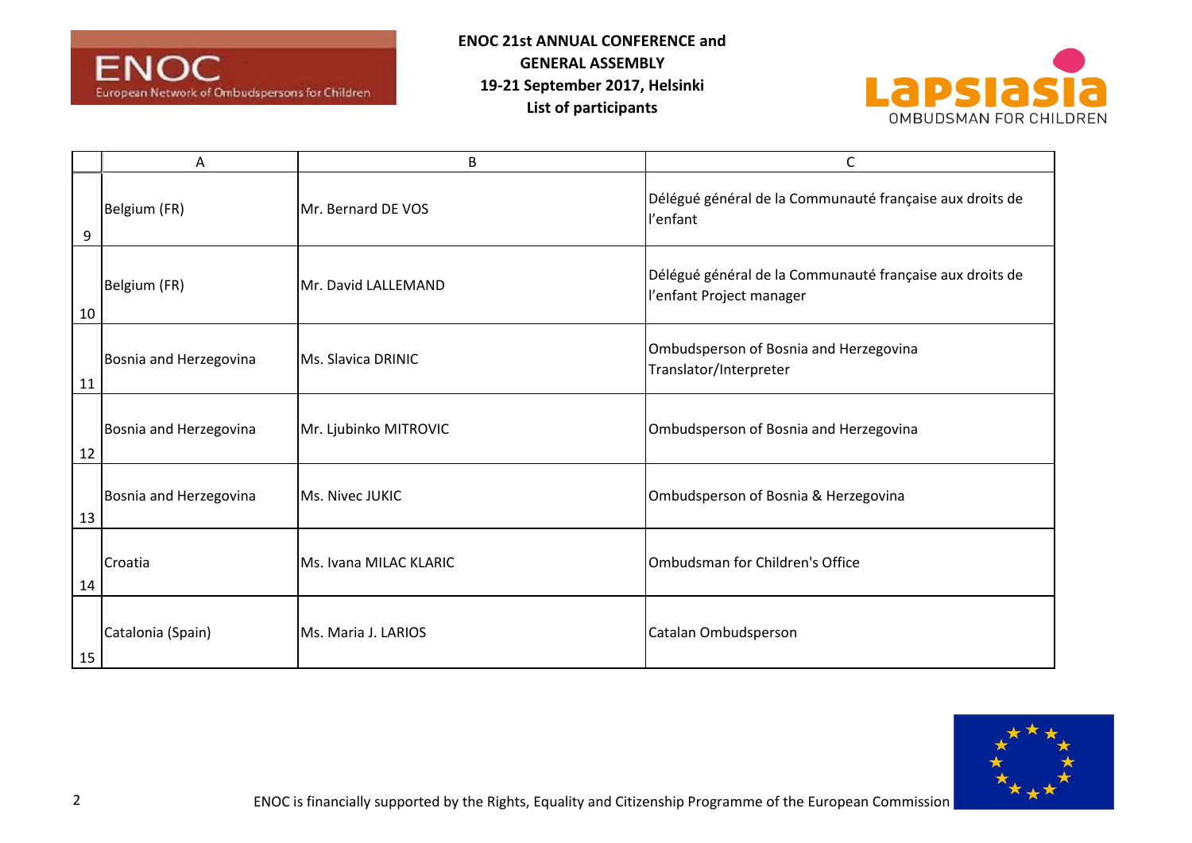**ENOC 21st ANNUAL CONFERENCE and GENERAL ASSEMBLY**
**19-21 September 2017, Helsinki**
**List of participants**

| | A | B | C |
|---|---|---|---|
| 9 | Belgium (FR) | Mr. Bernard DE VOS | Délégué général de la Communauté française aux droits de l'enfant |
| 10 | Belgium (FR) | Mr. David LALLEMAND | Délégué général de la Communauté française aux droits de l'enfant Project manager |
| 11 | Bosnia and Herzegovina | Ms. Slavica DRINIC | Ombudsperson of Bosnia and Herzegovina Translator/Interpreter |
| 12 | Bosnia and Herzegovina | Mr. Ljubinko MITROVIC | Ombudsperson of Bosnia and Herzegovina |
| 13 | Bosnia and Herzegovina | Ms. Nivec JUKIC | Ombudsperson of Bosnia & Herzegovina |
| 14 | Croatia | Ms. Ivana MILAC KLARIC | Ombudsman for Children's Office |
| 15 | Catalonia (Spain) | Ms. Maria J. LARIOS | Catalan Ombudsperson |

ENOC is financially supported by the Rights, Equality and Citizenship Programme of the European Commission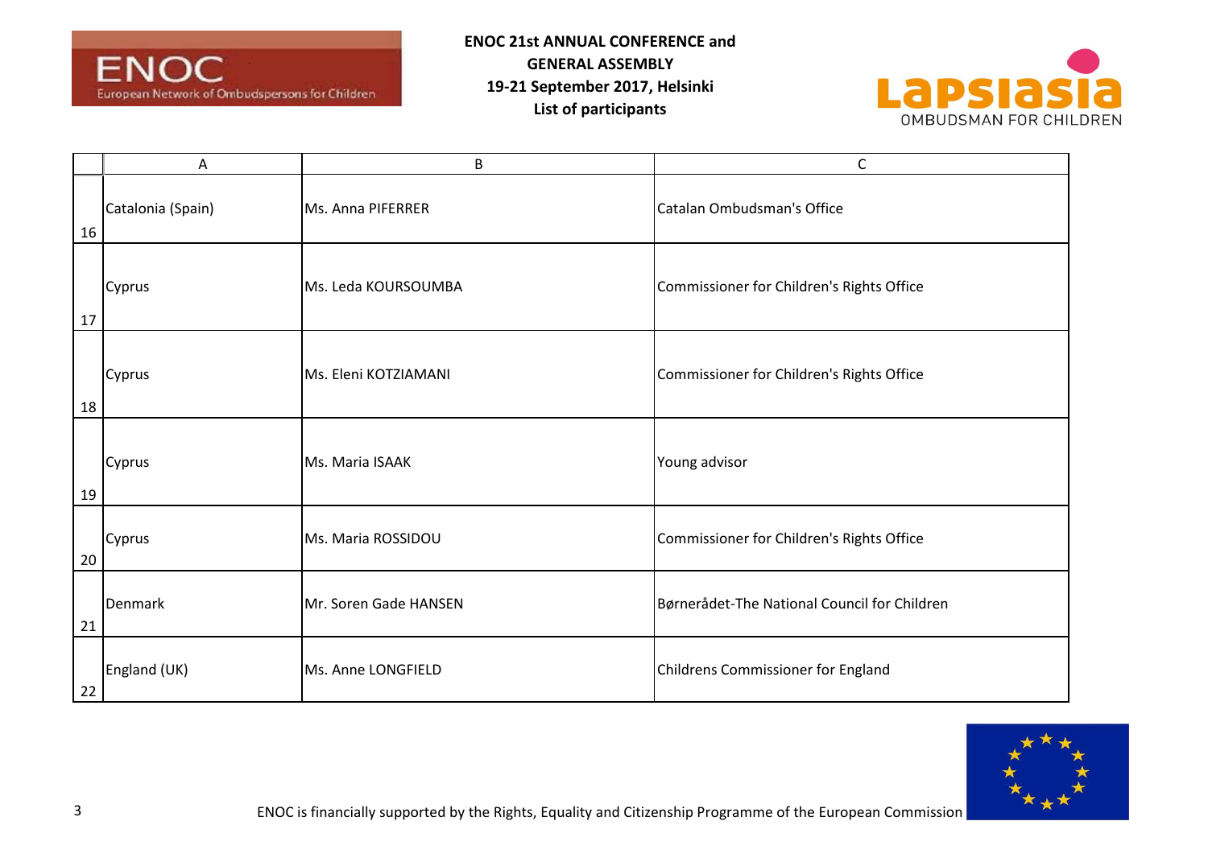**ENOC 21st ANNUAL CONFERENCE and GENERAL ASSEMBLY**
**19-21 September 2017, Helsinki**
**List of participants**

| | A | B | C |
|---|---|---|---|
| 16 | Catalonia (Spain) | Ms. Anna PIFERRER | Catalan Ombudsman's Office |
| 17 | Cyprus | Ms. Leda KOURSOUMBA | Commissioner for Children's Rights Office |
| 18 | Cyprus | Ms. Eleni KOTZIAMANI | Commissioner for Children's Rights Office |
| 19 | Cyprus | Ms. Maria ISAAK | Young advisor |
| 20 | Cyprus | Ms. Maria ROSSIDOU | Commissioner for Children's Rights Office |
| 21 | Denmark | Mr. Soren Gade HANSEN | Børnerådet-The National Council for Children |
| 22 | England (UK) | Ms. Anne LONGFIELD | Childrens Commissioner for England |

ENOC is financially supported by the Rights, Equality and Citizenship Programme of the European Commission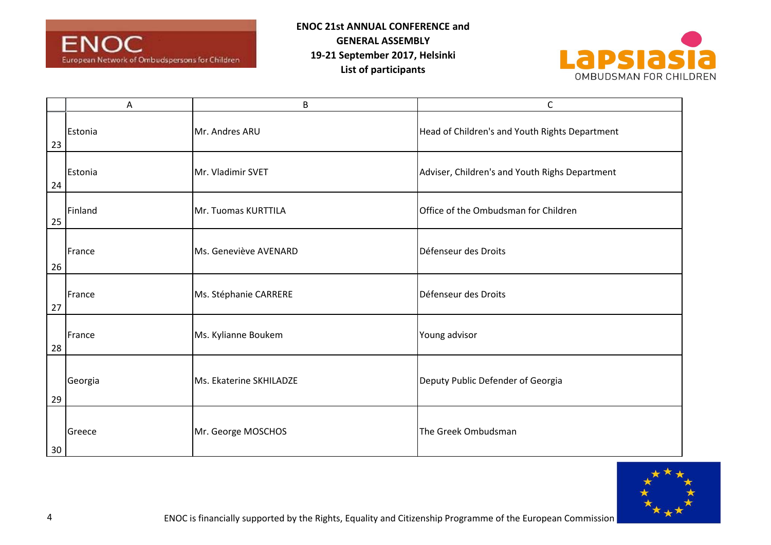**ENOC 21st ANNUAL CONFERENCE and GENERAL ASSEMBLY**
**19-21 September 2017, Helsinki**
**List of participants**

| | A | B | C |
|---|---|---|---|
| 23 | Estonia | Mr. Andres ARU | Head of Children's and Youth Rights Department |
| 24 | Estonia | Mr. Vladimir SVET | Adviser, Children's and Youth Righs Department |
| 25 | Finland | Mr. Tuomas KURTTILA | Office of the Ombudsman for Children |
| 26 | France | Ms. Geneviève AVENARD | Défenseur des Droits |
| 27 | France | Ms. Stéphanie CARRERE | Défenseur des Droits |
| 28 | France | Ms. Kylianne Boukem | Young advisor |
| 29 | Georgia | Ms. Ekaterine SKHILADZE | Deputy Public Defender of Georgia |
| 30 | Greece | Mr. George MOSCHOS | The Greek Ombudsman |

ENOC is financially supported by the Rights, Equality and Citizenship Programme of the European Commission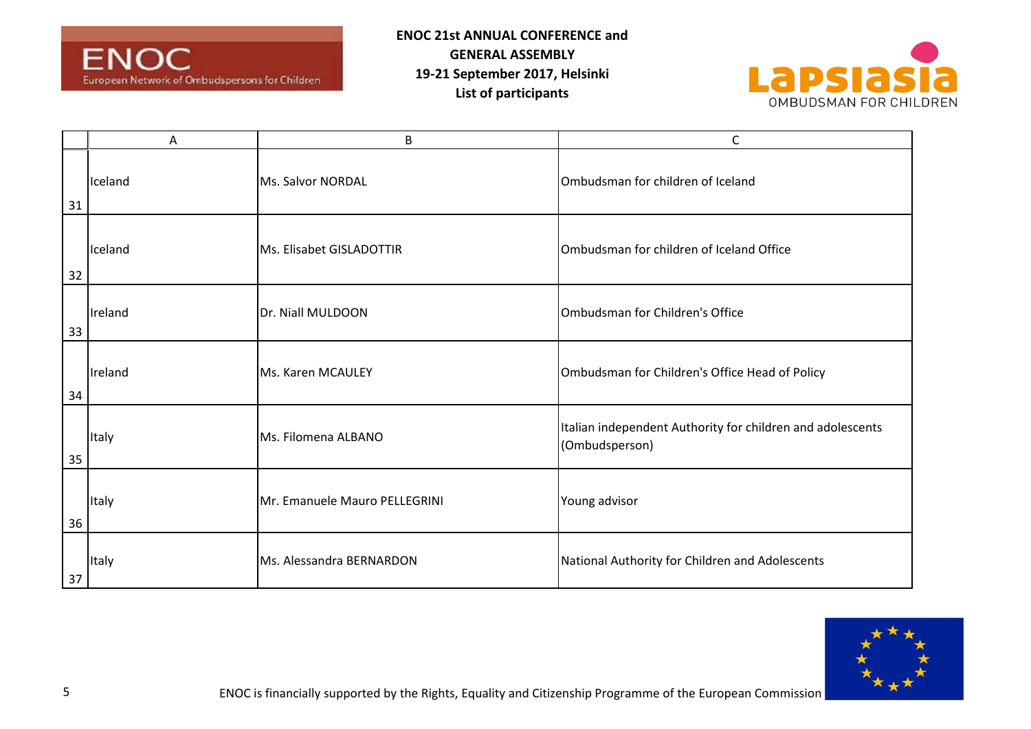**ENOC 21st ANNUAL CONFERENCE and GENERAL ASSEMBLY**
**19-21 September 2017, Helsinki**
**List of participants**

| | A | B | C |
|---|---|---|---|
| 31 | Iceland | Ms. Salvor NORDAL | Ombudsman for children of Iceland |
| 32 | Iceland | Ms. Elisabet GISLADOTTIR | Ombudsman for children of Iceland Office |
| 33 | Ireland | Dr. Niall MULDOON | Ombudsman for Children's Office |
| 34 | Ireland | Ms. Karen MCAULEY | Ombudsman for Children's Office Head of Policy |
| 35 | Italy | Ms. Filomena ALBANO | Italian independent Authority for children and adolescents (Ombudsperson) |
| 36 | Italy | Mr. Emanuele Mauro PELLEGRINI | Young advisor |
| 37 | Italy | Ms. Alessandra BERNARDON | National Authority for Children and Adolescents |

ENOC is financially supported by the Rights, Equality and Citizenship Programme of the European Commission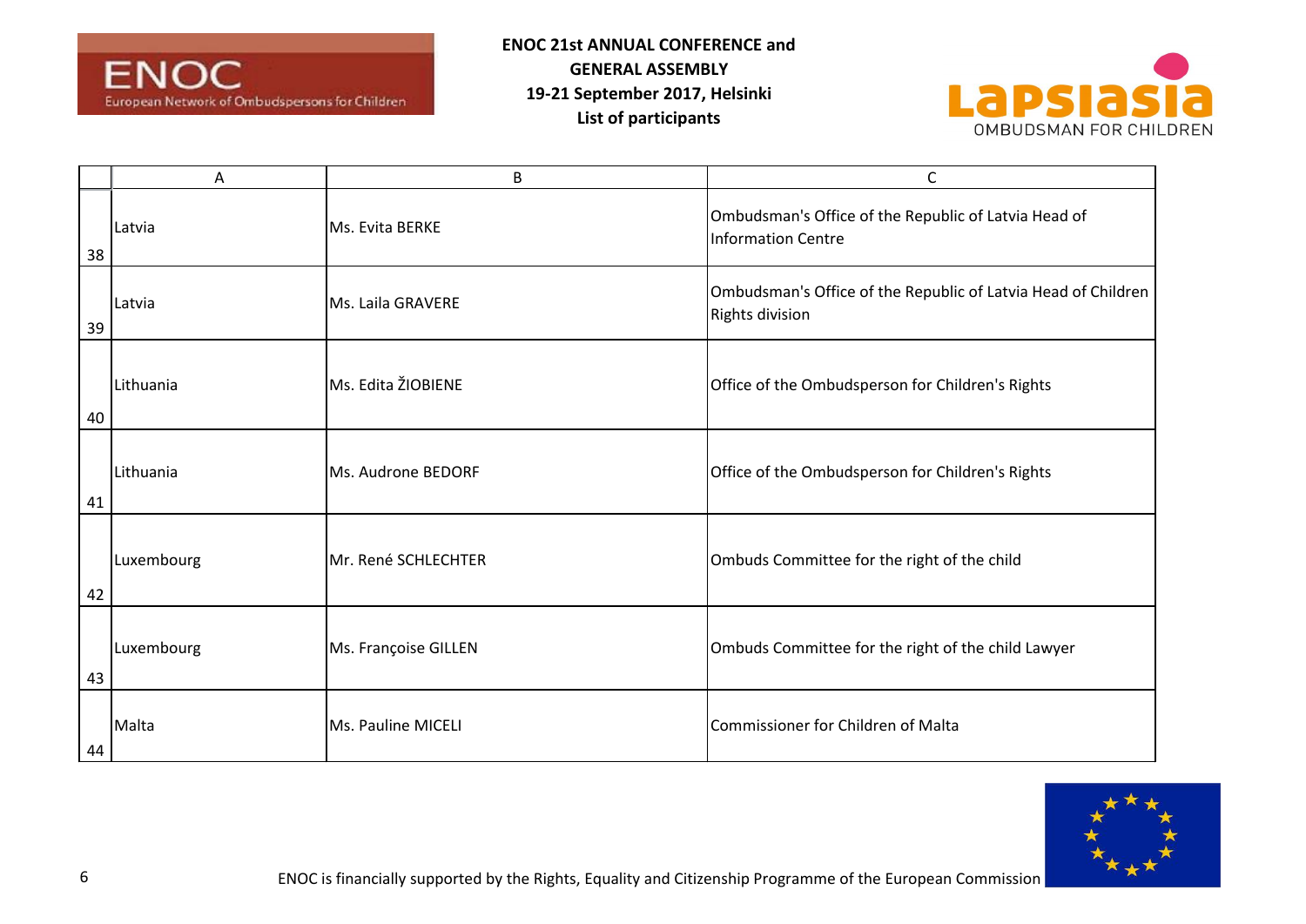**ENOC 21st ANNUAL CONFERENCE and GENERAL ASSEMBLY**
**19-21 September 2017, Helsinki**
**List of participants**

| | A | B | C |
|---|---|---|---|
| 38 | Latvia | Ms. Evita BERKE | Ombudsman's Office of the Republic of Latvia Head of Information Centre |
| 39 | Latvia | Ms. Laila GRAVERE | Ombudsman's Office of the Republic of Latvia Head of Children Rights division |
| 40 | Lithuania | Ms. Edita ŽIOBIENE | Office of the Ombudsperson for Children's Rights |
| 41 | Lithuania | Ms. Audrone BEDORF | Office of the Ombudsperson for Children's Rights |
| 42 | Luxembourg | Mr. René SCHLECHTER | Ombuds Committee for the right of the child |
| 43 | Luxembourg | Ms. Françoise GILLEN | Ombuds Committee for the right of the child Lawyer |
| 44 | Malta | Ms. Pauline MICELI | Commissioner for Children of Malta |

ENOC is financially supported by the Rights, Equality and Citizenship Programme of the European Commission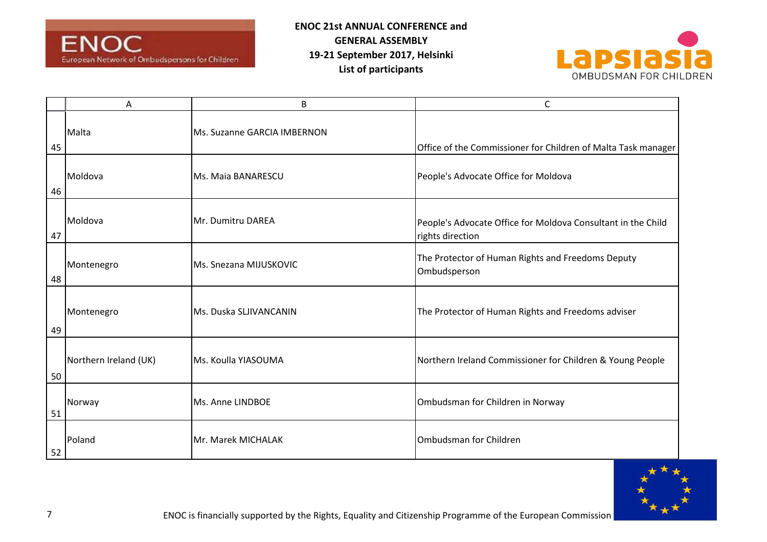**ENOC 21st ANNUAL CONFERENCE and GENERAL ASSEMBLY**
**19-21 September 2017, Helsinki**
**List of participants**

| | A | B | C |
|---|---|---|---|
| 45 | Malta | Ms. Suzanne GARCIA IMBERNON | Office of the Commissioner for Children of Malta Task manager |
| 46 | Moldova | Ms. Maia BANARESCU | People's Advocate Office for Moldova |
| 47 | Moldova | Mr. Dumitru DAREA | People's Advocate Office for Moldova Consultant in the Child rights direction |
| 48 | Montenegro | Ms. Snezana MIJUSKOVIC | The Protector of Human Rights and Freedoms Deputy Ombudsperson |
| 49 | Montenegro | Ms. Duska SLJIVANCANIN | The Protector of Human Rights and Freedoms adviser |
| 50 | Northern Ireland (UK) | Ms. Koulla YIASOUMA | Northern Ireland Commissioner for Children & Young People |
| 51 | Norway | Ms. Anne LINDBOE | Ombudsman for Children in Norway |
| 52 | Poland | Mr. Marek MICHALAK | Ombudsman for Children |

ENOC is financially supported by the Rights, Equality and Citizenship Programme of the European Commission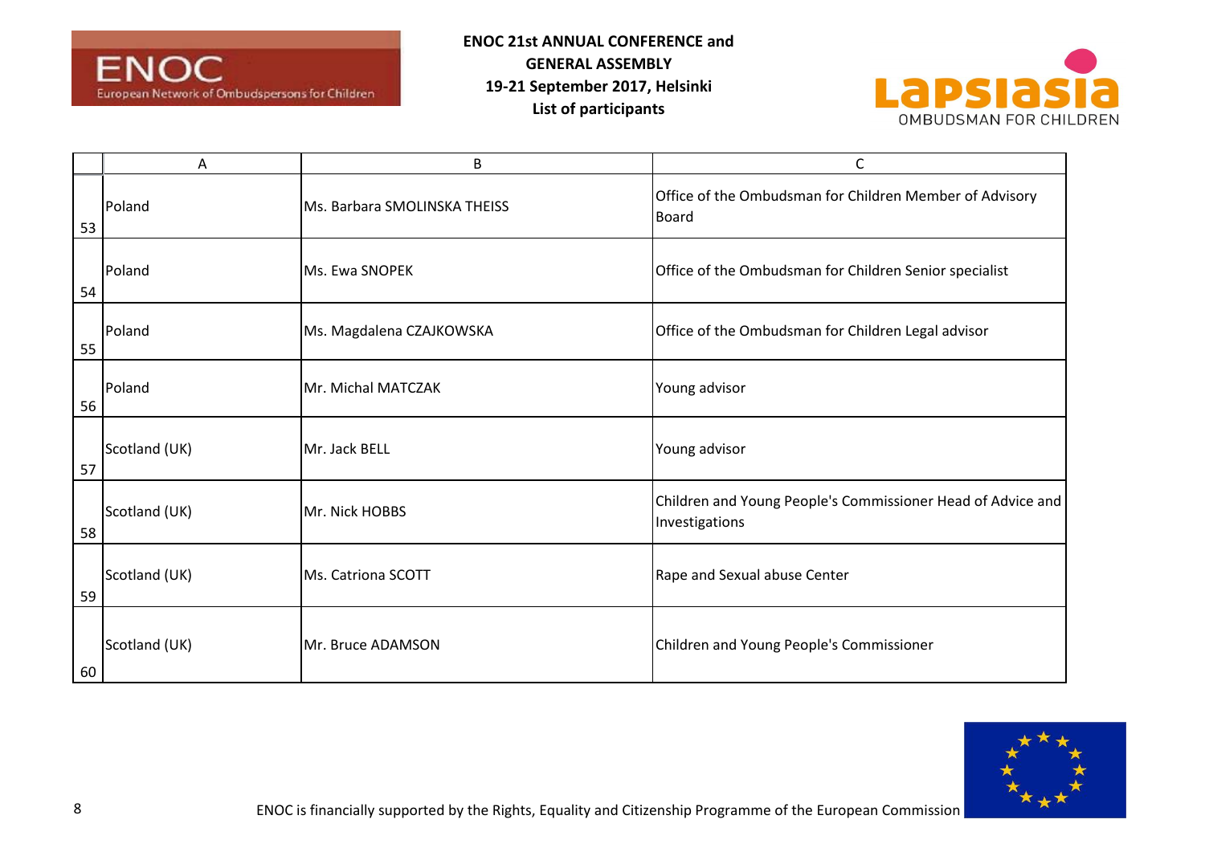|  | A | B | C |
|---|---|---|---|
| 53 | Poland | Ms. Barbara SMOLINSKA THEISS | Office of the Ombudsman for Children Member of Advisory Board |
| 54 | Poland | Ms. Ewa SNOPEK | Office of the Ombudsman for Children Senior specialist |
| 55 | Poland | Ms. Magdalena CZAJKOWSKA | Office of the Ombudsman for Children Legal advisor |
| 56 | Poland | Mr. Michal MATCZAK | Young advisor |
| 57 | Scotland (UK) | Mr. Jack BELL | Young advisor |
| 58 | Scotland (UK) | Mr. Nick HOBBS | Children and Young People's Commissioner Head of Advice and Investigations |
| 59 | Scotland (UK) | Ms. Catriona SCOTT | Rape and Sexual abuse Center |
| 60 | Scotland (UK) | Mr. Bruce ADAMSON | Children and Young People's Commissioner |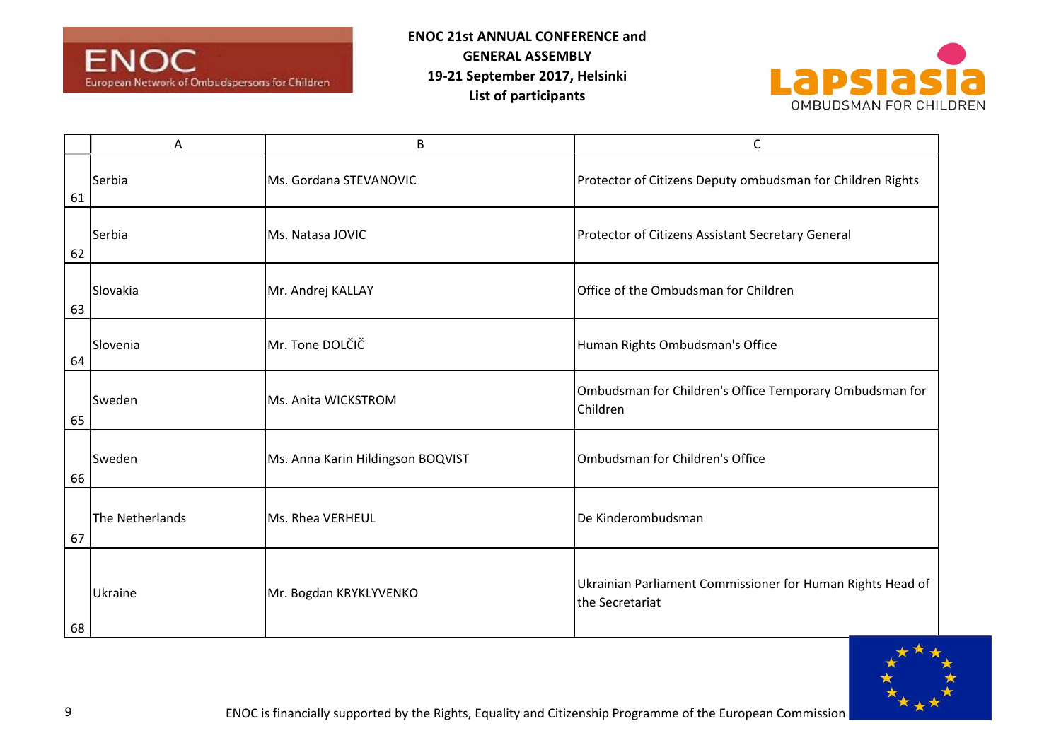**ENOC 21st ANNUAL CONFERENCE and GENERAL ASSEMBLY**
**19-21 September 2017, Helsinki**
**List of participants**

| | A | B | C |
|---|---|---|---|
| 61 | Serbia | Ms. Gordana STEVANOVIC | Protector of Citizens Deputy ombudsman for Children Rights |
| 62 | Serbia | Ms. Natasa JOVIC | Protector of Citizens Assistant Secretary General |
| 63 | Slovakia | Mr. Andrej KALLAY | Office of the Ombudsman for Children |
| 64 | Slovenia | Mr. Tone DOLČIČ | Human Rights Ombudsman's Office |
| 65 | Sweden | Ms. Anita WICKSTROM | Ombudsman for Children's Office Temporary Ombudsman for Children |
| 66 | Sweden | Ms. Anna Karin Hildingson BOQVIST | Ombudsman for Children's Office |
| 67 | The Netherlands | Ms. Rhea VERHEUL | De Kinderombudsman |
| 68 | Ukraine | Mr. Bogdan KRYKLYVENKO | Ukrainian Parliament Commissioner for Human Rights Head of the Secretariat |

ENOC is financially supported by the Rights, Equality and Citizenship Programme of the European Commission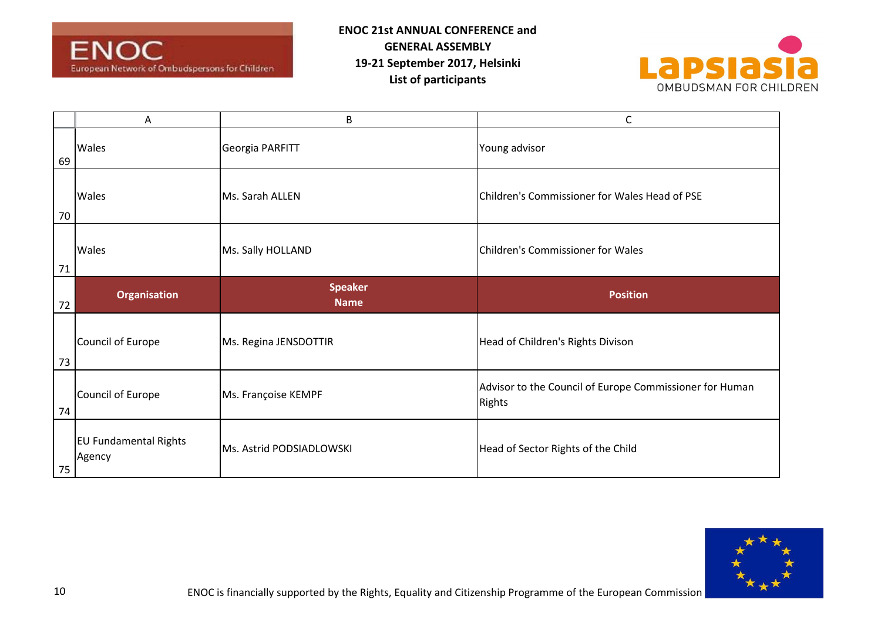**ENOC 21st ANNUAL CONFERENCE and GENERAL ASSEMBLY**
**19-21 September 2017, Helsinki**
**List of participants**

| | A | B | C |
|---|---|---|---|
| 69 | Wales | Georgia PARFITT | Young advisor |
| 70 | Wales | Ms. Sarah ALLEN | Children's Commissioner for Wales Head of PSE |
| 71 | Wales | Ms. Sally HOLLAND | Children's Commissioner for Wales |
| 72 | **Organisation** | **Speaker Name** | **Position** |
| 73 | Council of Europe | Ms. Regina JENSDOTTIR | Head of Children's Rights Divison |
| 74 | Council of Europe | Ms. Françoise KEMPF | Advisor to the Council of Europe Commissioner for Human Rights |
| 75 | EU Fundamental Rights Agency | Ms. Astrid PODSIADLOWSKI | Head of Sector Rights of the Child |

ENOC is financially supported by the Rights, Equality and Citizenship Programme of the European Commission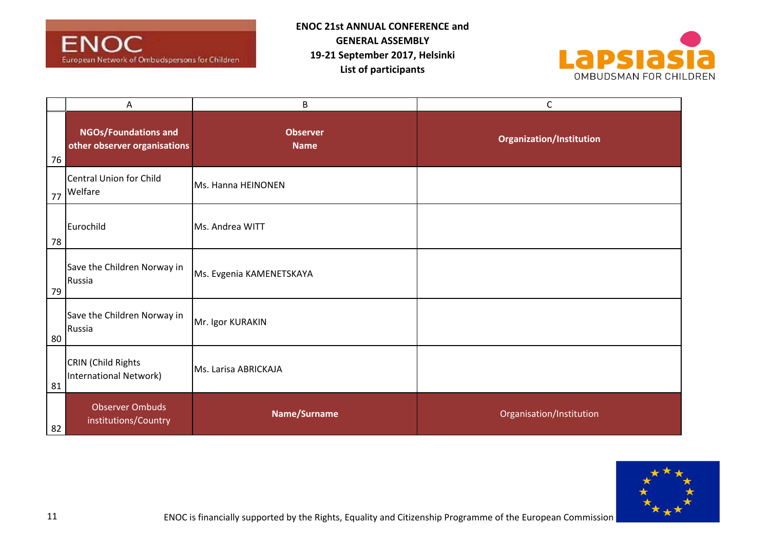**ENOC 21st ANNUAL CONFERENCE and GENERAL ASSEMBLY**
**19-21 September 2017, Helsinki**
**List of participants**

| | A | B | C |
|---|---|---|---|
| 76 | **NGOs/Foundations and other observer organisations** | **Observer Name** | **Organization/Institution** |
| 77 | Central Union for Child Welfare | Ms. Hanna HEINONEN | |
| 78 | Eurochild | Ms. Andrea WITT | |
| 79 | Save the Children Norway in Russia | Ms. Evgenia KAMENETSKAYA | |
| 80 | Save the Children Norway in Russia | Mr. Igor KURAKIN | |
| 81 | CRIN (Child Rights International Network) | Ms. Larisa ABRICKAJA | |
| 82 | Observer Ombuds institutions/Country | **Name/Surname** | Organisation/Institution |

ENOC is financially supported by the Rights, Equality and Citizenship Programme of the European Commission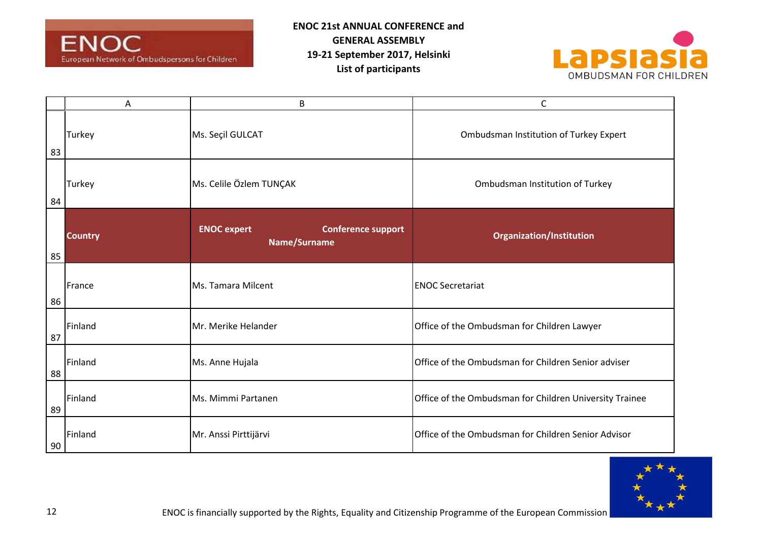**ENOC 21st ANNUAL CONFERENCE and GENERAL ASSEMBLY**
**19-21 September 2017, Helsinki**
**List of participants**

| | A | B | C |
|---|---|---|---|
| 83 | Turkey | Ms. Seçil GULCAT | Ombudsman Institution of Turkey Expert |
| 84 | Turkey | Ms. Celile Özlem TUNÇAK | Ombudsman Institution of Turkey |
| 85 | **Country** | **ENOC expert Conference support Name/Surname** | **Organization/Institution** |
| 86 | France | Ms. Tamara Milcent | ENOC Secretariat |
| 87 | Finland | Mr. Merike Helander | Office of the Ombudsman for Children Lawyer |
| 88 | Finland | Ms. Anne Hujala | Office of the Ombudsman for Children Senior adviser |
| 89 | Finland | Ms. Mimmi Partanen | Office of the Ombudsman for Children University Trainee |
| 90 | Finland | Mr. Anssi Pirttijärvi | Office of the Ombudsman for Children Senior Advisor |

ENOC is financially supported by the Rights, Equality and Citizenship Programme of the European Commission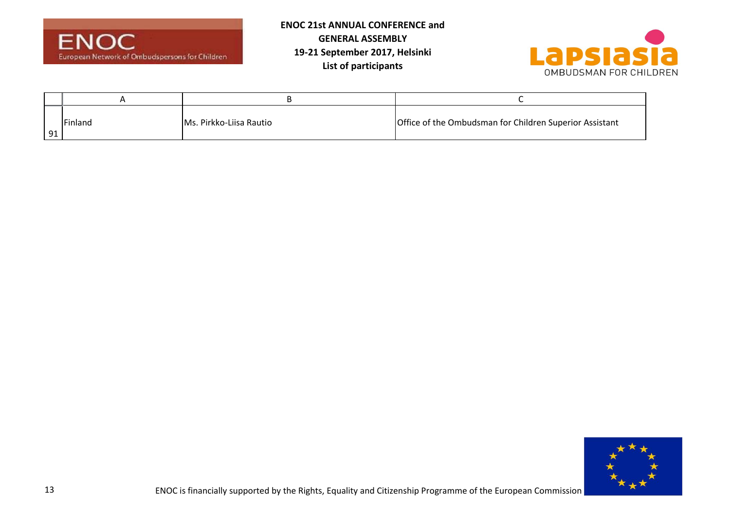| | A | B | C |
|---|---|---|---|
| 91 | Finland | Ms. Pirkko-Liisa Rautio | Office of the Ombudsman for Children Superior Assistant |